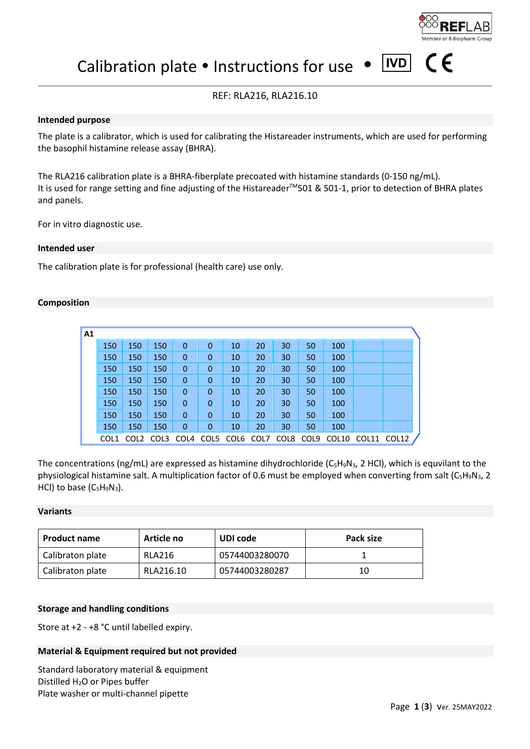# Calibration plate • Instructions for use • IVD CE

REF: RLA216, RLA216.10

## Intended purpose

The plate is a calibrator, which is used for calibrating the Histareader instruments, which are used for performing the basophil histamine release assay (BHRA).

The RLA216 calibration plate is a BHRA-fiberplate precoated with histamine standards (0-150 ng/mL).
It is used for range setting and fine adjusting of the Histareader™501 & 501-1, prior to detection of BHRA plates and panels.

For in vitro diagnostic use.

## Intended user

The calibration plate is for professional (health care) use only.

## Composition

| A1 | | | | | | | | | | | |
|---|---|---|---|---|---|---|---|---|---|---|---|
| 150 | 150 | 150 | 0 | 0 | 10 | 20 | 30 | 50 | 100 | | |
| 150 | 150 | 150 | 0 | 0 | 10 | 20 | 30 | 50 | 100 | | |
| 150 | 150 | 150 | 0 | 0 | 10 | 20 | 30 | 50 | 100 | | |
| 150 | 150 | 150 | 0 | 0 | 10 | 20 | 30 | 50 | 100 | | |
| 150 | 150 | 150 | 0 | 0 | 10 | 20 | 30 | 50 | 100 | | |
| 150 | 150 | 150 | 0 | 0 | 10 | 20 | 30 | 50 | 100 | | |
| 150 | 150 | 150 | 0 | 0 | 10 | 20 | 30 | 50 | 100 | | |
| 150 | 150 | 150 | 0 | 0 | 10 | 20 | 30 | 50 | 100 | | |
| COL1 | COL2 | COL3 | COL4 | COL5 | COL6 | COL7 | COL8 | COL9 | COL10 | COL11 | COL12 |

The concentrations (ng/mL) are expressed as histamine dihydrochloride ($C_5H_9N_3$, 2 HCl), which is equvilant to the physiological histamine salt. A multiplication factor of 0.6 must be employed when converting from salt ($C_5H_9N_3$, 2 HCl) to base ($C_5H_9N_3$).

## Variants

| Product name | Article no | UDI code | Pack size |
|---|---|---|---|
| Calibraton plate | RLA216 | 05744003280070 | 1 |
| Calibraton plate | RLA216.10 | 05744003280287 | 10 |

## Storage and handling conditions

Store at +2 - +8 °C until labelled expiry.

## Material & Equipment required but not provided

Standard laboratory material & equipment
Distilled $H_2O$ or Pipes buffer
Plate washer or multi-channel pipette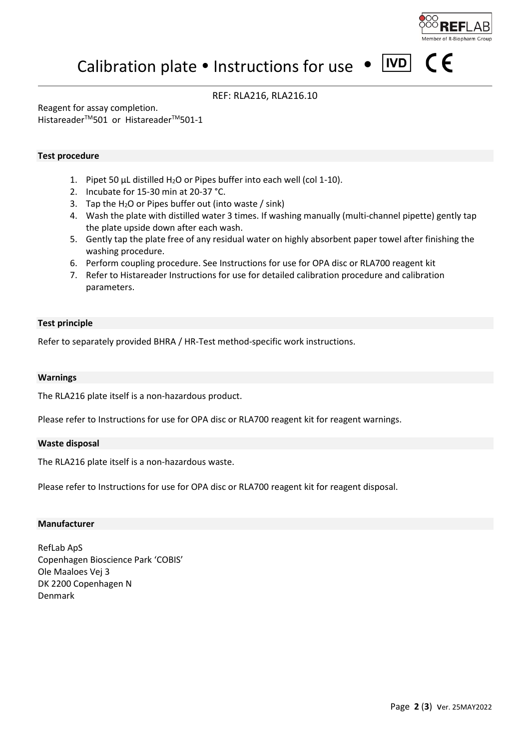# Calibration plate • Instructions for use • IVD CE

REF: RLA216, RLA216.10

Reagent for assay completion.
Histareader™501 or Histareader™501-1

## Test procedure

1. Pipet 50 µL distilled $H_2O$ or Pipes buffer into each well (col 1-10).
2. Incubate for 15-30 min at 20-37 °C.
3. Tap the $H_2O$ or Pipes buffer out (into waste / sink)
4. Wash the plate with distilled water 3 times. If washing manually (multi-channel pipette) gently tap the plate upside down after each wash.
5. Gently tap the plate free of any residual water on highly absorbent paper towel after finishing the washing procedure.
6. Perform coupling procedure. See Instructions for use for OPA disc or RLA700 reagent kit
7. Refer to Histareader Instructions for use for detailed calibration procedure and calibration parameters.

## Test principle

Refer to separately provided BHRA / HR-Test method-specific work instructions.

## Warnings

The RLA216 plate itself is a non-hazardous product.

Please refer to Instructions for use for OPA disc or RLA700 reagent kit for reagent warnings.

## Waste disposal

The RLA216 plate itself is a non-hazardous waste.

Please refer to Instructions for use for OPA disc or RLA700 reagent kit for reagent disposal.

## Manufacturer

RefLab ApS
Copenhagen Bioscience Park 'COBIS'
Ole Maaloes Vej 3
DK 2200 Copenhagen N
Denmark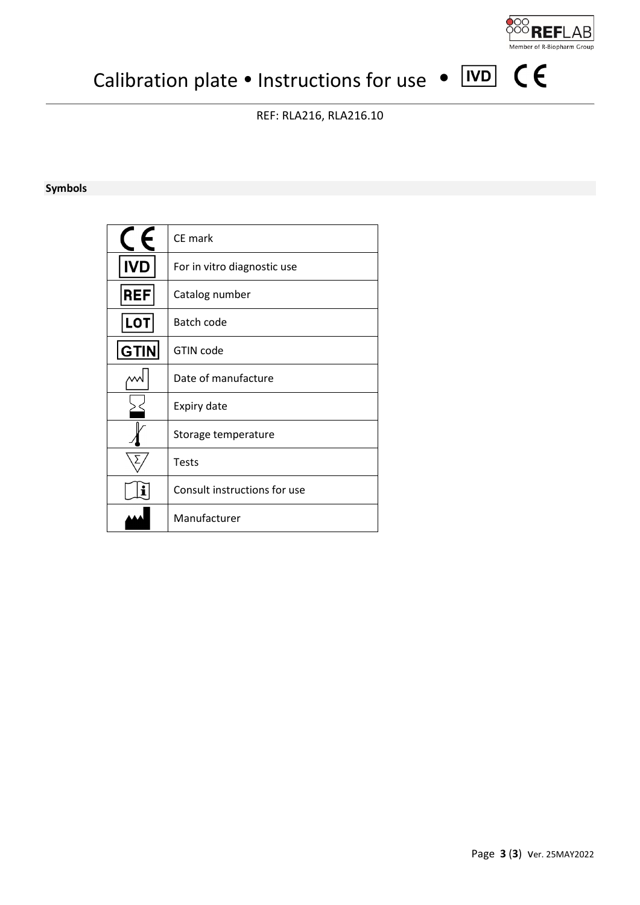# Calibration plate • Instructions for use • IVD CE

REF: RLA216, RLA216.10

## Symbols

| | |
|---|---|
| CE | CE mark |
| IVD | For in vitro diagnostic use |
| REF | Catalog number |
| LOT | Batch code |
| GTIN | GTIN code |
| | Date of manufacture |
| | Expiry date |
| | Storage temperature |
| Σ | Tests |
| i | Consult instructions for use |
| | Manufacturer |